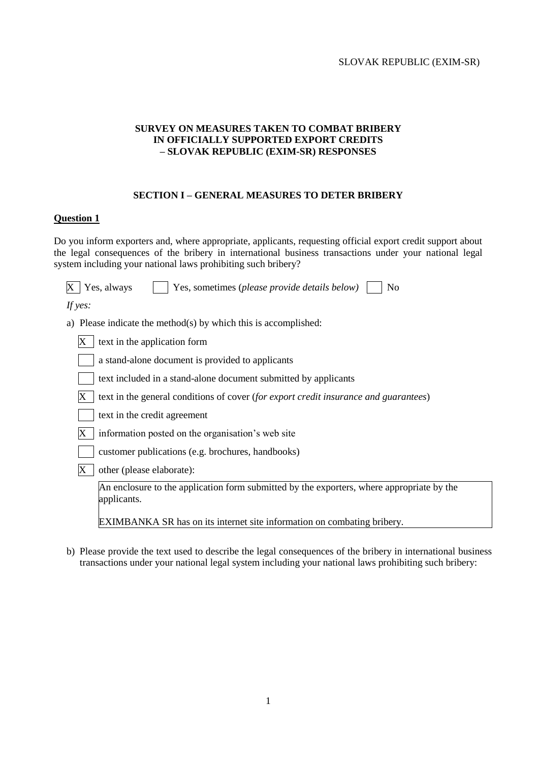SLOVAK REPUBLIC (EXIM-SR)

# SURVEY ON MEASURES TAKEN TO COMBAT BRIBERY IN OFFICIALLY SUPPORTED EXPORT CREDITS – SLOVAK REPUBLIC (EXIM-SR) RESPONSES

## SECTION I – GENERAL MEASURES TO DETER BRIBERY

### Question 1

Do you inform exporters and, where appropriate, applicants, requesting official export credit support about the legal consequences of the bribery in international business transactions under your national legal system including your national laws prohibiting such bribery?

[X] Yes, always [ ] Yes, sometimes (*please provide details below*) [ ] No

*If yes:*

a) Please indicate the method(s) by which this is accomplished:

- [X] text in the application form
- [ ] a stand-alone document is provided to applicants
- [ ] text included in a stand-alone document submitted by applicants
- [X] text in the general conditions of cover (*for export credit insurance and guarantees*)
- [ ] text in the credit agreement
- [X] information posted on the organisation's web site
- [ ] customer publications (e.g. brochures, handbooks)
- [X] other (please elaborate):

  An enclosure to the application form submitted by the exporters, where appropriate by the applicants.

  EXIMBANKA SR has on its internet site information on combating bribery.

b) Please provide the text used to describe the legal consequences of the bribery in international business transactions under your national legal system including your national laws prohibiting such bribery: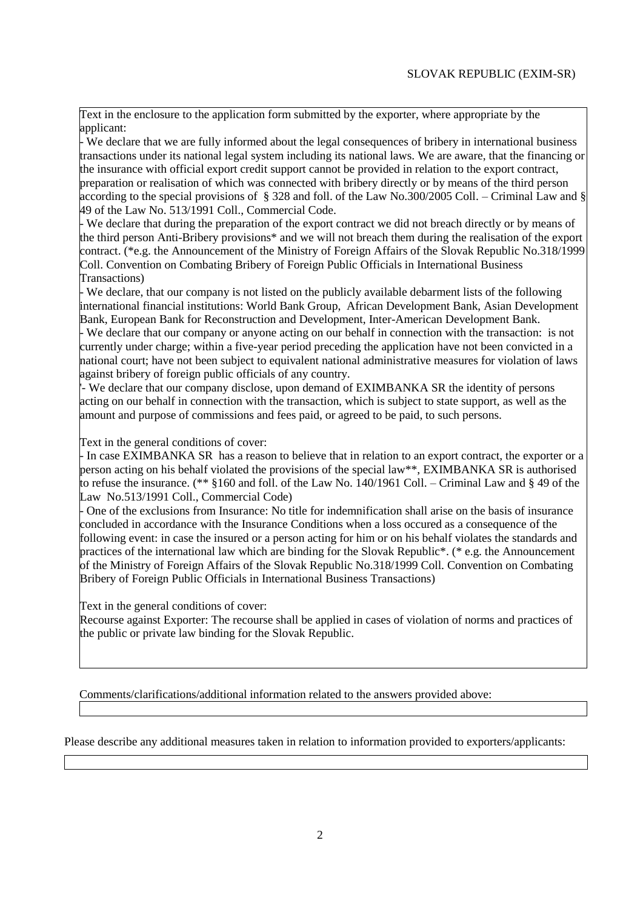SLOVAK REPUBLIC (EXIM-SR)

Text in the enclosure to the application form submitted by the exporter, where appropriate by the applicant:

- We declare that we are fully informed about the legal consequences of bribery in international business transactions under its national legal system including its national laws. We are aware, that the financing or the insurance with official export credit support cannot be provided in relation to the export contract, preparation or realisation of which was connected with bribery directly or by means of the third person according to the special provisions of § 328 and foll. of the Law No.300/2005 Coll. – Criminal Law and § 49 of the Law No. 513/1991 Coll., Commercial Code.
- We declare that during the preparation of the export contract we did not breach directly or by means of the third person Anti-Bribery provisions* and we will not breach them during the realisation of the export contract. (*e.g. the Announcement of the Ministry of Foreign Affairs of the Slovak Republic No.318/1999 Coll. Convention on Combating Bribery of Foreign Public Officials in International Business Transactions)
- We declare, that our company is not listed on the publicly available debarment lists of the following international financial institutions: World Bank Group, African Development Bank, Asian Development Bank, European Bank for Reconstruction and Development, Inter-American Development Bank.
- We declare that our company or anyone acting on our behalf in connection with the transaction: is not currently under charge; within a five-year period preceding the application have not been convicted in a national court; have not been subject to equivalent national administrative measures for violation of laws against bribery of foreign public officials of any country.

'- We declare that our company disclose, upon demand of EXIMBANKA SR the identity of persons acting on our behalf in connection with the transaction, which is subject to state support, as well as the amount and purpose of commissions and fees paid, or agreed to be paid, to such persons.

Text in the general conditions of cover:

- In case EXIMBANKA SR has a reason to believe that in relation to an export contract, the exporter or a person acting on his behalf violated the provisions of the special law**, EXIMBANKA SR is authorised to refuse the insurance. (** §160 and foll. of the Law No. 140/1961 Coll. – Criminal Law and § 49 of the Law No.513/1991 Coll., Commercial Code)
- One of the exclusions from Insurance: No title for indemnification shall arise on the basis of insurance concluded in accordance with the Insurance Conditions when a loss occured as a consequence of the following event: in case the insured or a person acting for him or on his behalf violates the standards and practices of the international law which are binding for the Slovak Republic*. (* e.g. the Announcement of the Ministry of Foreign Affairs of the Slovak Republic No.318/1999 Coll. Convention on Combating Bribery of Foreign Public Officials in International Business Transactions)

Text in the general conditions of cover:

Recourse against Exporter: The recourse shall be applied in cases of violation of norms and practices of the public or private law binding for the Slovak Republic.

Comments/clarifications/additional information related to the answers provided above:

Please describe any additional measures taken in relation to information provided to exporters/applicants: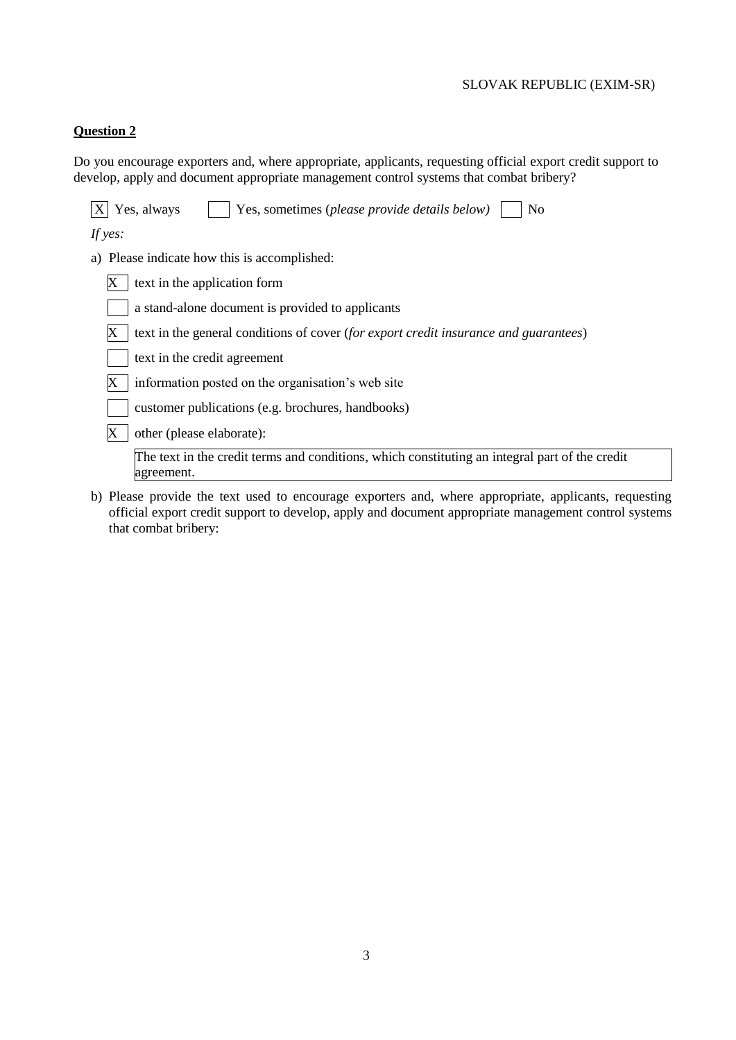**Question 2**

Do you encourage exporters and, where appropriate, applicants, requesting official export credit support to develop, apply and document appropriate management control systems that combat bribery?

[X] Yes, always [ ] Yes, sometimes (*please provide details below*) [ ] No

*If yes:*

a) Please indicate how this is accomplished:

   [X] text in the application form

   [ ] a stand-alone document is provided to applicants

   [X] text in the general conditions of cover (*for export credit insurance and guarantees*)

   [ ] text in the credit agreement

   [X] information posted on the organisation's web site

   [ ] customer publications (e.g. brochures, handbooks)

   [X] other (please elaborate):

   The text in the credit terms and conditions, which constituting an integral part of the credit agreement.

b) Please provide the text used to encourage exporters and, where appropriate, applicants, requesting official export credit support to develop, apply and document appropriate management control systems that combat bribery: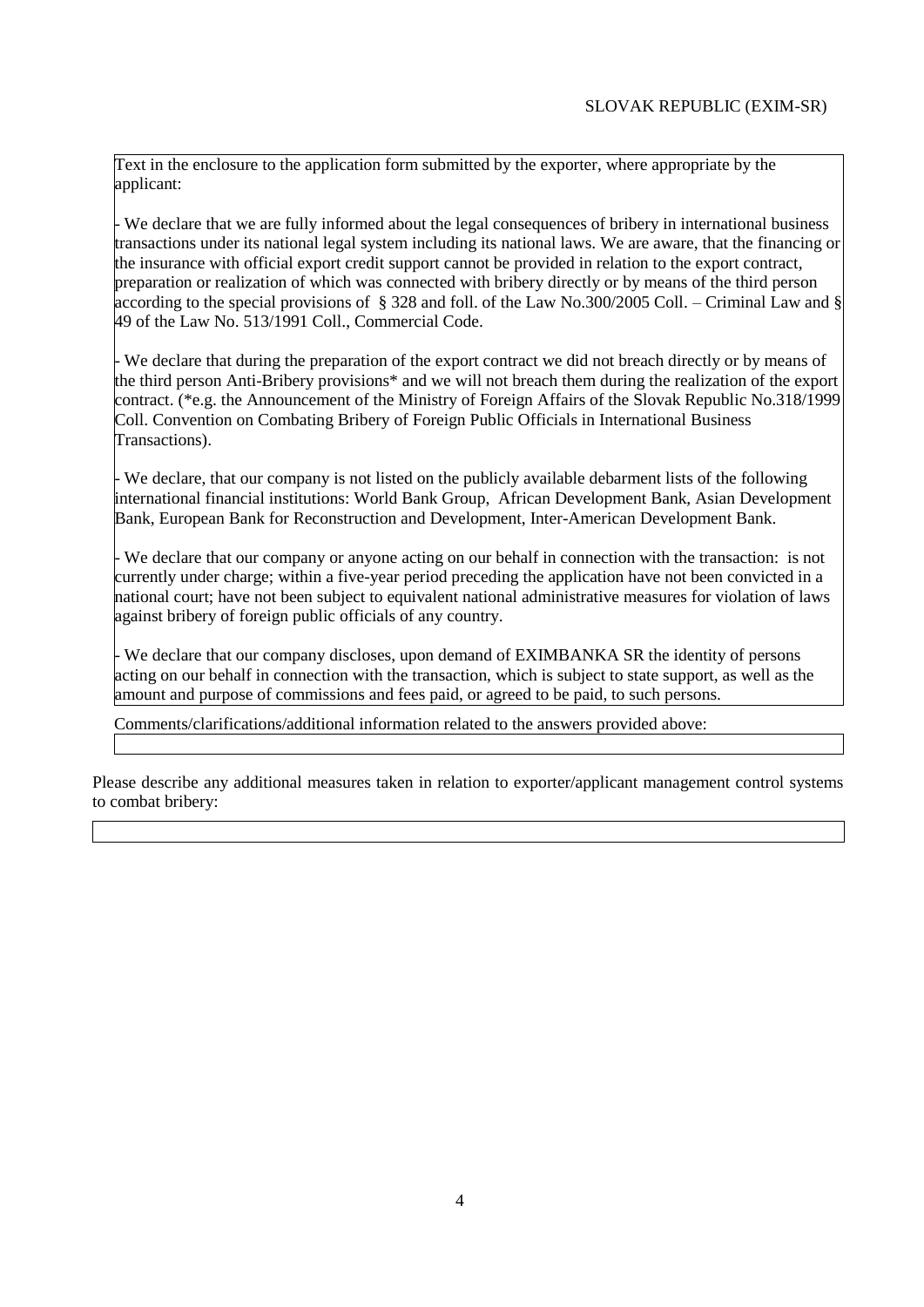Text in the enclosure to the application form submitted by the exporter, where appropriate by the applicant:

- We declare that we are fully informed about the legal consequences of bribery in international business transactions under its national legal system including its national laws. We are aware, that the financing or the insurance with official export credit support cannot be provided in relation to the export contract, preparation or realization of which was connected with bribery directly or by means of the third person according to the special provisions of § 328 and foll. of the Law No.300/2005 Coll. – Criminal Law and § 49 of the Law No. 513/1991 Coll., Commercial Code.

- We declare that during the preparation of the export contract we did not breach directly or by means of the third person Anti-Bribery provisions* and we will not breach them during the realization of the export contract. (*e.g. the Announcement of the Ministry of Foreign Affairs of the Slovak Republic No.318/1999 Coll. Convention on Combating Bribery of Foreign Public Officials in International Business Transactions).

- We declare, that our company is not listed on the publicly available debarment lists of the following international financial institutions: World Bank Group, African Development Bank, Asian Development Bank, European Bank for Reconstruction and Development, Inter-American Development Bank.

- We declare that our company or anyone acting on our behalf in connection with the transaction: is not currently under charge; within a five-year period preceding the application have not been convicted in a national court; have not been subject to equivalent national administrative measures for violation of laws against bribery of foreign public officials of any country.

- We declare that our company discloses, upon demand of EXIMBANKA SR the identity of persons acting on our behalf in connection with the transaction, which is subject to state support, as well as the amount and purpose of commissions and fees paid, or agreed to be paid, to such persons.

Comments/clarifications/additional information related to the answers provided above:

Please describe any additional measures taken in relation to exporter/applicant management control systems to combat bribery: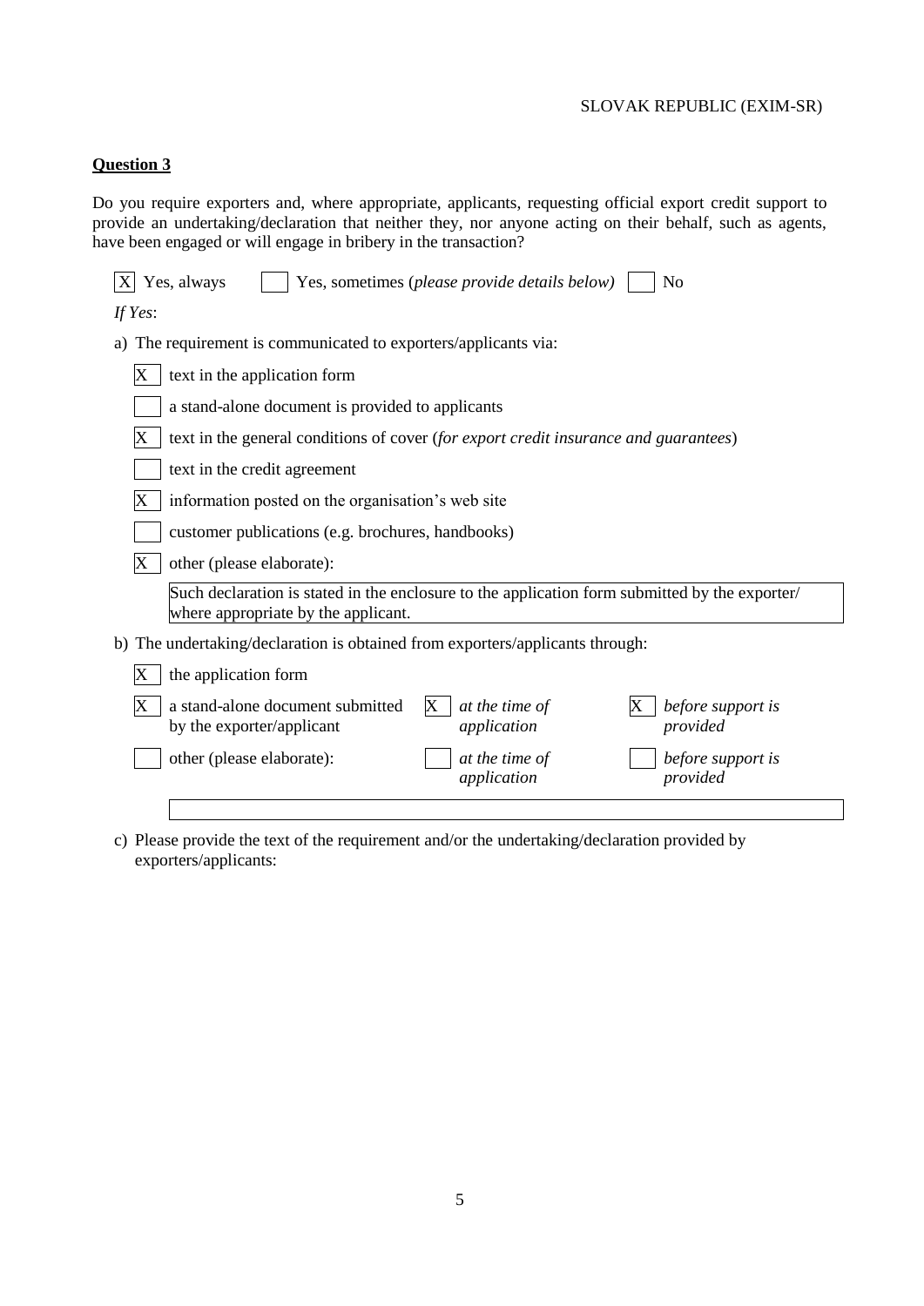**Question 3**

Do you require exporters and, where appropriate, applicants, requesting official export credit support to provide an undertaking/declaration that neither they, nor anyone acting on their behalf, such as agents, have been engaged or will engage in bribery in the transaction?

[X] Yes, always [ ] Yes, sometimes (*please provide details below*) [ ] No

*If Yes*:

a) The requirement is communicated to exporters/applicants via:

- [X] text in the application form
- [ ] a stand-alone document is provided to applicants
- [X] text in the general conditions of cover (*for export credit insurance and guarantees*)
- [ ] text in the credit agreement
- [X] information posted on the organisation's web site
- [ ] customer publications (e.g. brochures, handbooks)
- [X] other (please elaborate):

  Such declaration is stated in the enclosure to the application form submitted by the exporter/ where appropriate by the applicant.

b) The undertaking/declaration is obtained from exporters/applicants through:

- [X] the application form
- [X] a stand-alone document submitted by the exporter/applicant — [X] *at the time of application* — [X] *before support is provided*
- [ ] other (please elaborate): — [ ] *at the time of application* — [ ] *before support is provided*

c) Please provide the text of the requirement and/or the undertaking/declaration provided by exporters/applicants: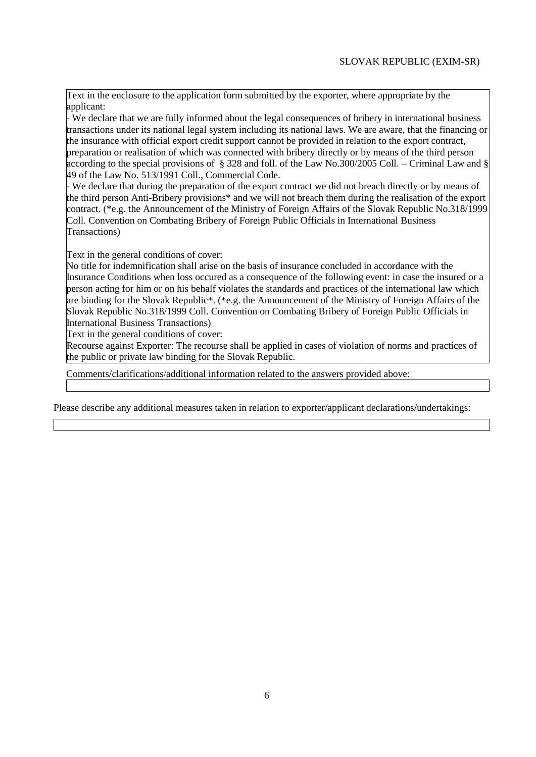Text in the enclosure to the application form submitted by the exporter, where appropriate by the applicant:

- We declare that we are fully informed about the legal consequences of bribery in international business transactions under its national legal system including its national laws. We are aware, that the financing or the insurance with official export credit support cannot be provided in relation to the export contract, preparation or realisation of which was connected with bribery directly or by means of the third person according to the special provisions of § 328 and foll. of the Law No.300/2005 Coll. – Criminal Law and § 49 of the Law No. 513/1991 Coll., Commercial Code.
- We declare that during the preparation of the export contract we did not breach directly or by means of the third person Anti-Bribery provisions* and we will not breach them during the realisation of the export contract. (*e.g. the Announcement of the Ministry of Foreign Affairs of the Slovak Republic No.318/1999 Coll. Convention on Combating Bribery of Foreign Public Officials in International Business Transactions)

Text in the general conditions of cover:

No title for indemnification shall arise on the basis of insurance concluded in accordance with the Insurance Conditions when loss occured as a consequence of the following event: in case the insured or a person acting for him or on his behalf violates the standards and practices of the international law which are binding for the Slovak Republic*. (*e.g. the Announcement of the Ministry of Foreign Affairs of the Slovak Republic No.318/1999 Coll. Convention on Combating Bribery of Foreign Public Officials in International Business Transactions)

Text in the general conditions of cover:

Recourse against Exporter: The recourse shall be applied in cases of violation of norms and practices of the public or private law binding for the Slovak Republic.

Comments/clarifications/additional information related to the answers provided above:

Please describe any additional measures taken in relation to exporter/applicant declarations/undertakings: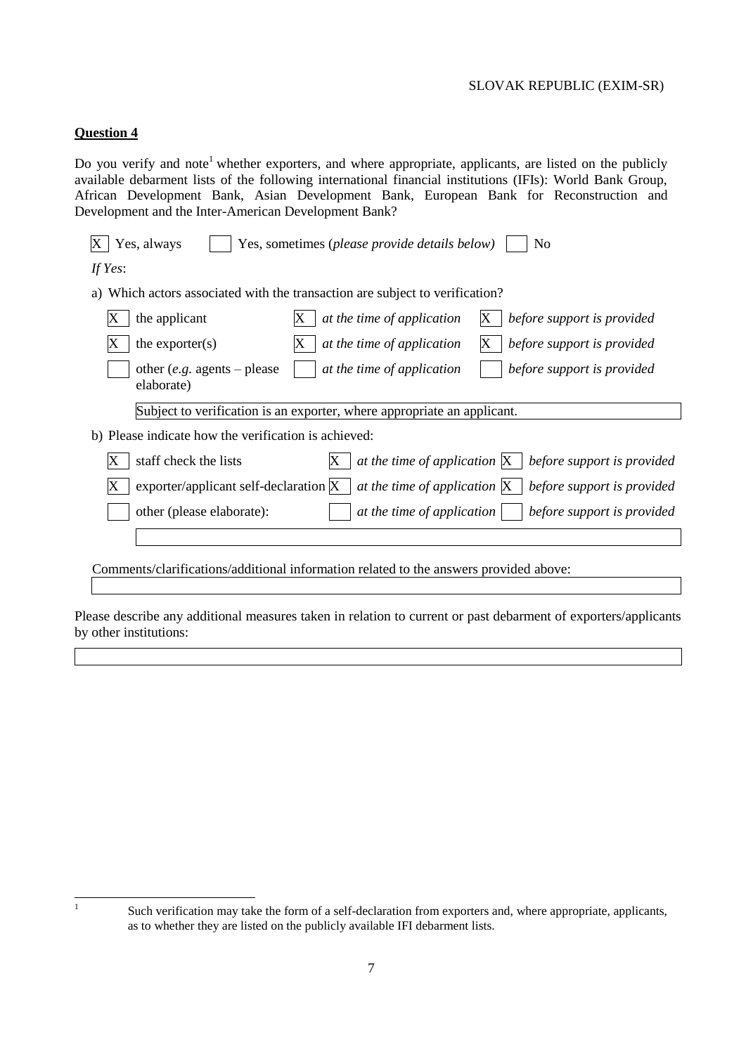## Question 4

Do you verify and note[1] whether exporters, and where appropriate, applicants, are listed on the publicly available debarment lists of the following international financial institutions (IFIs): World Bank Group, African Development Bank, Asian Development Bank, European Bank for Reconstruction and Development and the Inter-American Development Bank?

[X] Yes, always  [ ] Yes, sometimes (*please provide details below)*  [ ] No

*If Yes*:

a) Which actors associated with the transaction are subject to verification?

| | | | |
|---|---|---|---|
| [X] the applicant | [X] *at the time of application* | [X] *before support is provided* |
| [X] the exporter(s) | [X] *at the time of application* | [X] *before support is provided* |
| [ ] other (*e.g.* agents – please elaborate) | [ ] *at the time of application* | [ ] *before support is provided* |

Subject to verification is an exporter, where appropriate an applicant.

b) Please indicate how the verification is achieved:

| | | |
|---|---|---|
| [X] staff check the lists | [X] *at the time of application* | [X] *before support is provided* |
| [X] exporter/applicant self-declaration | [X] *at the time of application* | [X] *before support is provided* |
| [ ] other (please elaborate): | [ ] *at the time of application* | [ ] *before support is provided* |

Comments/clarifications/additional information related to the answers provided above:

Please describe any additional measures taken in relation to current or past debarment of exporters/applicants by other institutions:

---

[1] Such verification may take the form of a self-declaration from exporters and, where appropriate, applicants, as to whether they are listed on the publicly available IFI debarment lists.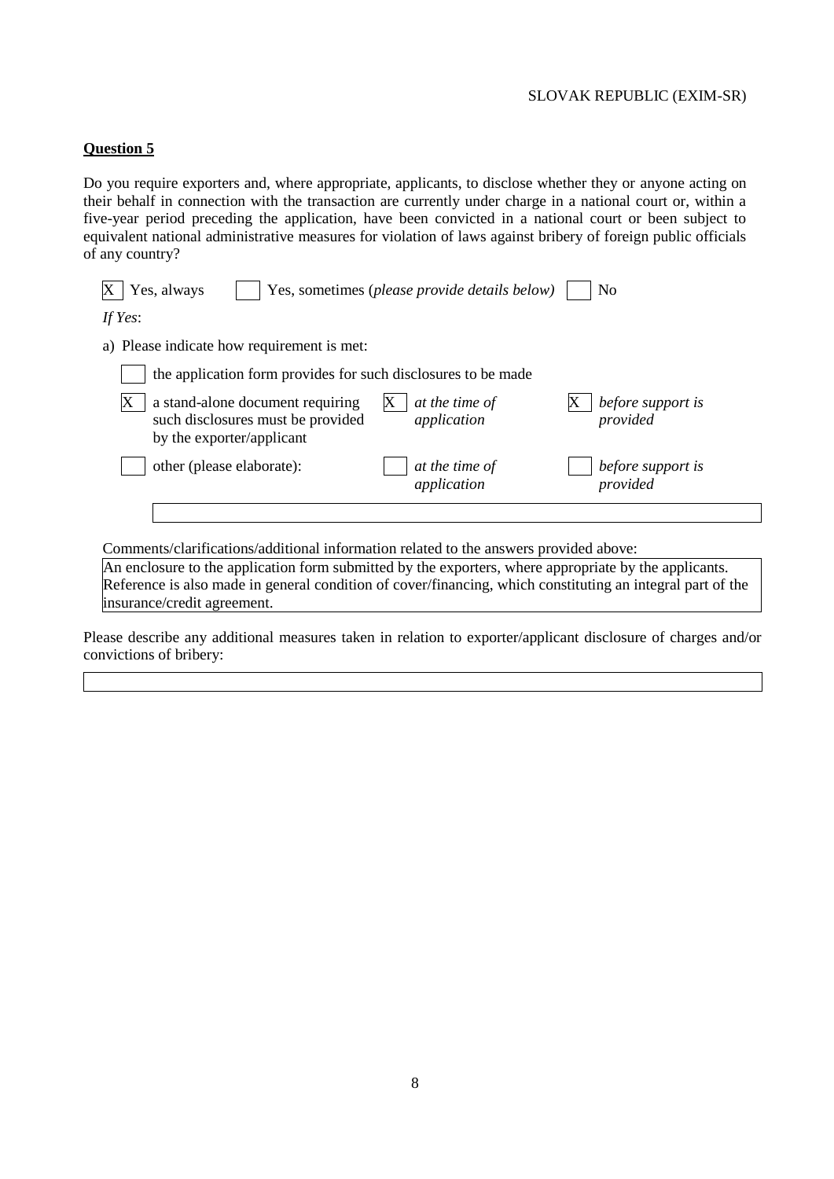**Question 5**

Do you require exporters and, where appropriate, applicants, to disclose whether they or anyone acting on their behalf in connection with the transaction are currently under charge in a national court or, within a five-year period preceding the application, have been convicted in a national court or been subject to equivalent national administrative measures for violation of laws against bribery of foreign public officials of any country?

[X] Yes, always [ ] Yes, sometimes (*please provide details below*) [ ] No

*If Yes*:

a) Please indicate how requirement is met:

| | | | | | |
|---|---|---|---|---|---|
| [ ] | the application form provides for such disclosures to be made | | | | |
| [X] | a stand-alone document requiring such disclosures must be provided by the exporter/applicant | [X] | *at the time of application* | [X] | *before support is provided* |
| [ ] | other (please elaborate): | [ ] | *at the time of application* | [ ] | *before support is provided* |

Comments/clarifications/additional information related to the answers provided above:

An enclosure to the application form submitted by the exporters, where appropriate by the applicants. Reference is also made in general condition of cover/financing, which constituting an integral part of the insurance/credit agreement.

Please describe any additional measures taken in relation to exporter/applicant disclosure of charges and/or convictions of bribery: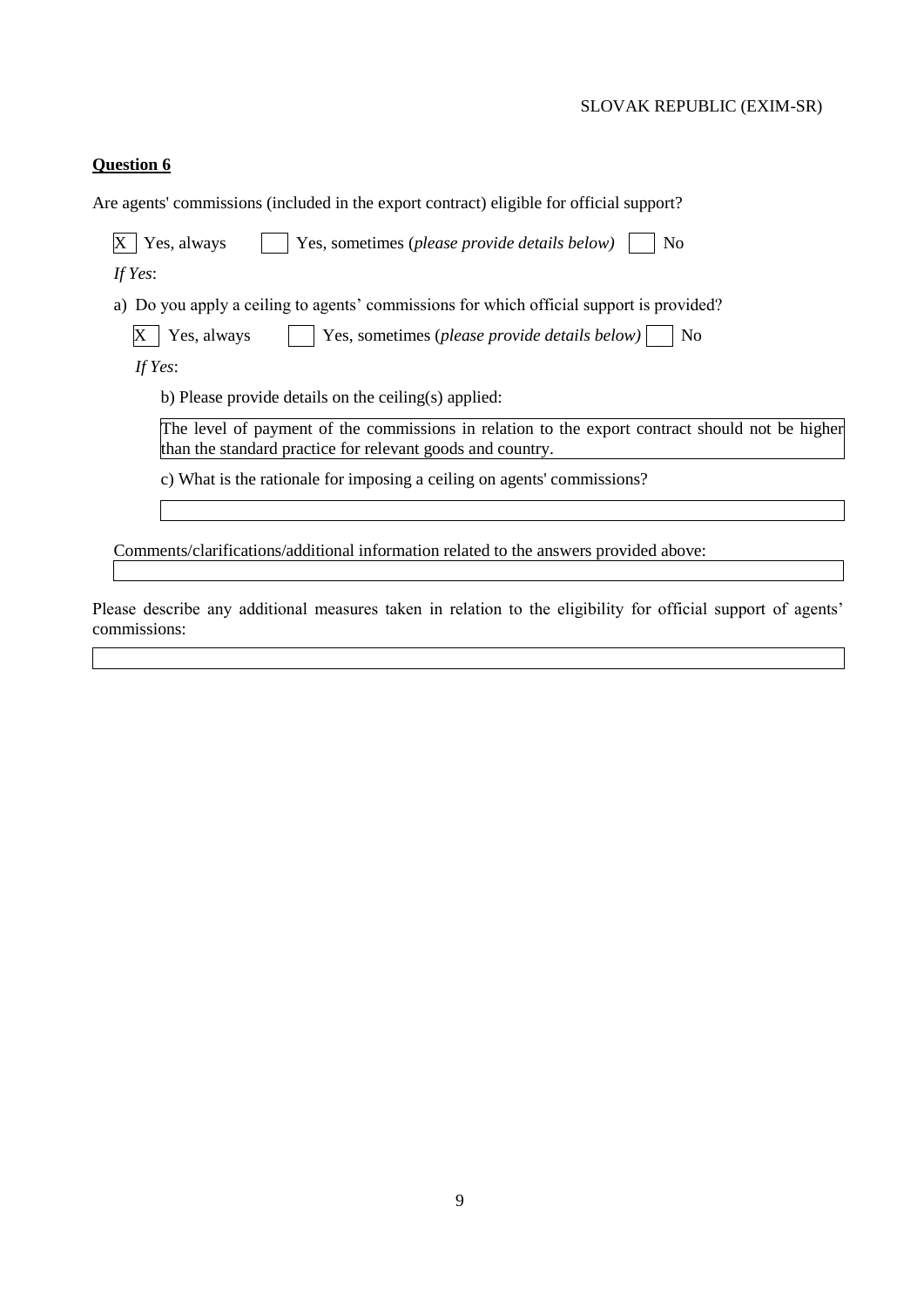**Question 6**

Are agents' commissions (included in the export contract) eligible for official support?

[X] Yes, always [ ] Yes, sometimes (*please provide details below)* [ ] No

*If Yes*:

a) Do you apply a ceiling to agents' commissions for which official support is provided?

[X] Yes, always [ ] Yes, sometimes (*please provide details below)* [ ] No

*If Yes*:

b) Please provide details on the ceiling(s) applied:

The level of payment of the commissions in relation to the export contract should not be higher than the standard practice for relevant goods and country.

c) What is the rationale for imposing a ceiling on agents' commissions?

Comments/clarifications/additional information related to the answers provided above:

Please describe any additional measures taken in relation to the eligibility for official support of agents' commissions: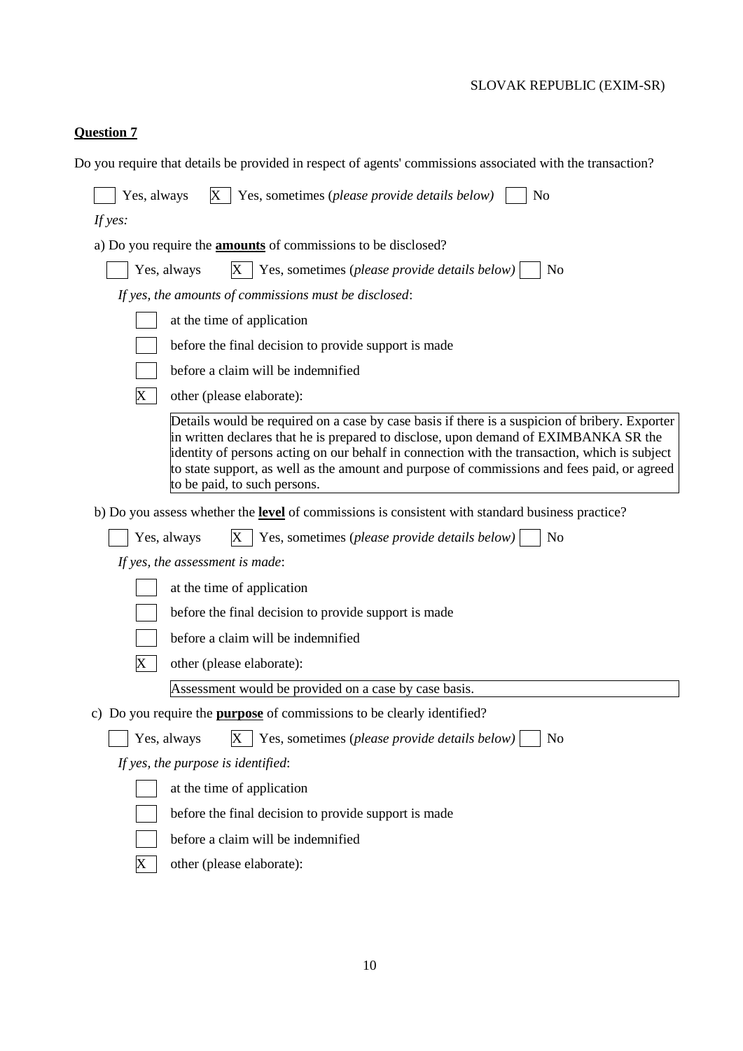**Question 7**

Do you require that details be provided in respect of agents' commissions associated with the transaction?

[ ] Yes, always [X] Yes, sometimes (*please provide details below*) [ ] No

*If yes:*

a) Do you require the **amounts** of commissions to be disclosed?

[ ] Yes, always [X] Yes, sometimes (*please provide details below*) [ ] No

*If yes, the amounts of commissions must be disclosed*:

[ ] at the time of application

[ ] before the final decision to provide support is made

[ ] before a claim will be indemnified

[X] other (please elaborate):

Details would be required on a case by case basis if there is a suspicion of bribery. Exporter in written declares that he is prepared to disclose, upon demand of EXIMBANKA SR the identity of persons acting on our behalf in connection with the transaction, which is subject to state support, as well as the amount and purpose of commissions and fees paid, or agreed to be paid, to such persons.

b) Do you assess whether the **level** of commissions is consistent with standard business practice?

[ ] Yes, always [X] Yes, sometimes (*please provide details below*) [ ] No

*If yes, the assessment is made*:

[ ] at the time of application

[ ] before the final decision to provide support is made

[ ] before a claim will be indemnified

[X] other (please elaborate):

Assessment would be provided on a case by case basis.

c) Do you require the **purpose** of commissions to be clearly identified?

[ ] Yes, always [X] Yes, sometimes (*please provide details below*) [ ] No

*If yes, the purpose is identified*:

[ ] at the time of application

[ ] before the final decision to provide support is made

[ ] before a claim will be indemnified

[X] other (please elaborate):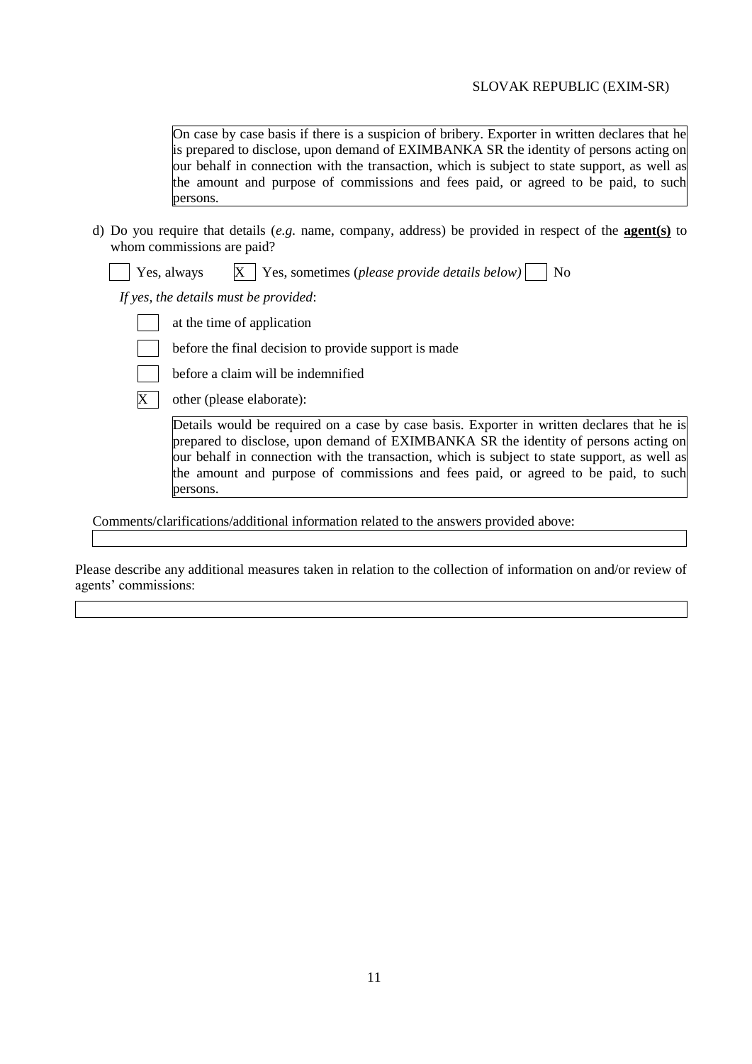On case by case basis if there is a suspicion of bribery. Exporter in written declares that he is prepared to disclose, upon demand of EXIMBANKA SR the identity of persons acting on our behalf in connection with the transaction, which is subject to state support, as well as the amount and purpose of commissions and fees paid, or agreed to be paid, to such persons.

d) Do you require that details (*e.g.* name, company, address) be provided in respect of the **agent(s)** to whom commissions are paid?

[ ] Yes, always [X] Yes, sometimes (*please provide details below)* [ ] No

*If yes, the details must be provided*:

[ ] at the time of application

[ ] before the final decision to provide support is made

[ ] before a claim will be indemnified

[X] other (please elaborate):

Details would be required on a case by case basis. Exporter in written declares that he is prepared to disclose, upon demand of EXIMBANKA SR the identity of persons acting on our behalf in connection with the transaction, which is subject to state support, as well as the amount and purpose of commissions and fees paid, or agreed to be paid, to such persons.

Comments/clarifications/additional information related to the answers provided above:

Please describe any additional measures taken in relation to the collection of information on and/or review of agents' commissions: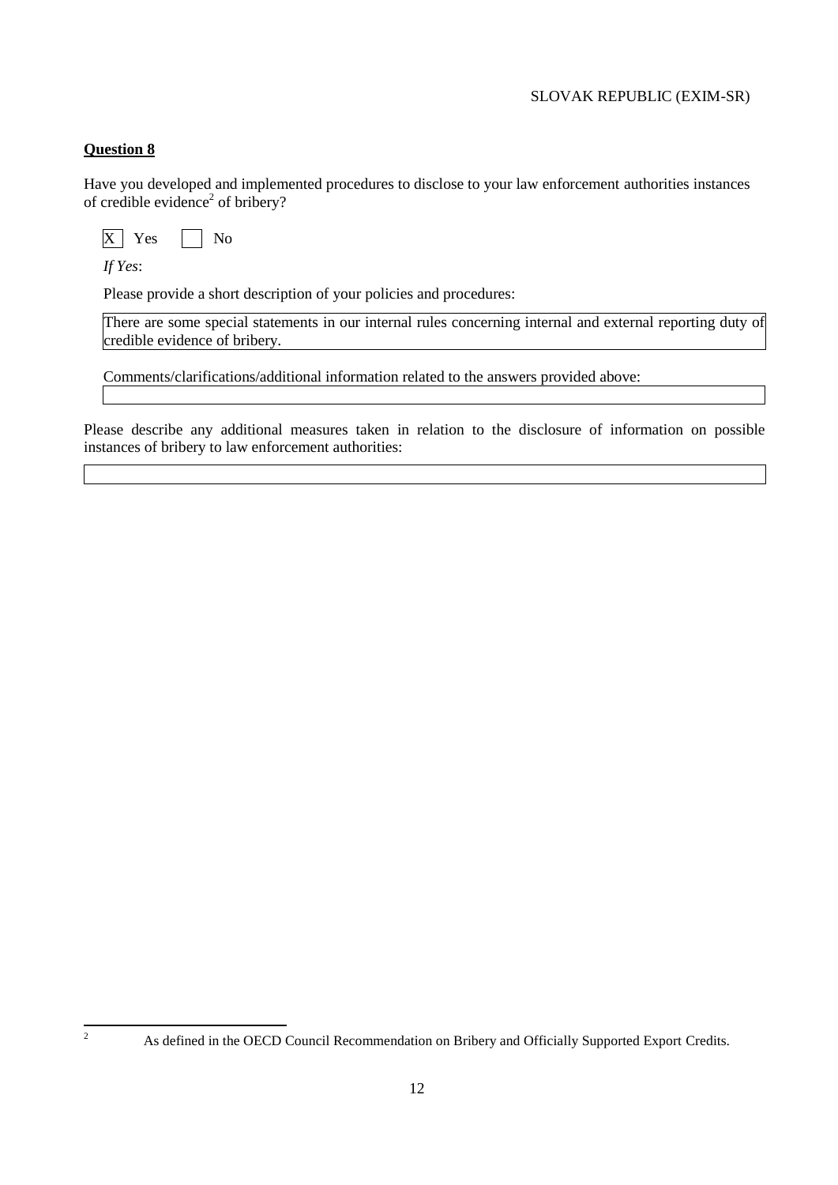**Question 8**

Have you developed and implemented procedures to disclose to your law enforcement authorities instances of credible evidence[2] of bribery?

[X] Yes [ ] No

*If Yes*:

Please provide a short description of your policies and procedures:

There are some special statements in our internal rules concerning internal and external reporting duty of credible evidence of bribery.

Comments/clarifications/additional information related to the answers provided above:

Please describe any additional measures taken in relation to the disclosure of information on possible instances of bribery to law enforcement authorities:

---

[2] As defined in the OECD Council Recommendation on Bribery and Officially Supported Export Credits.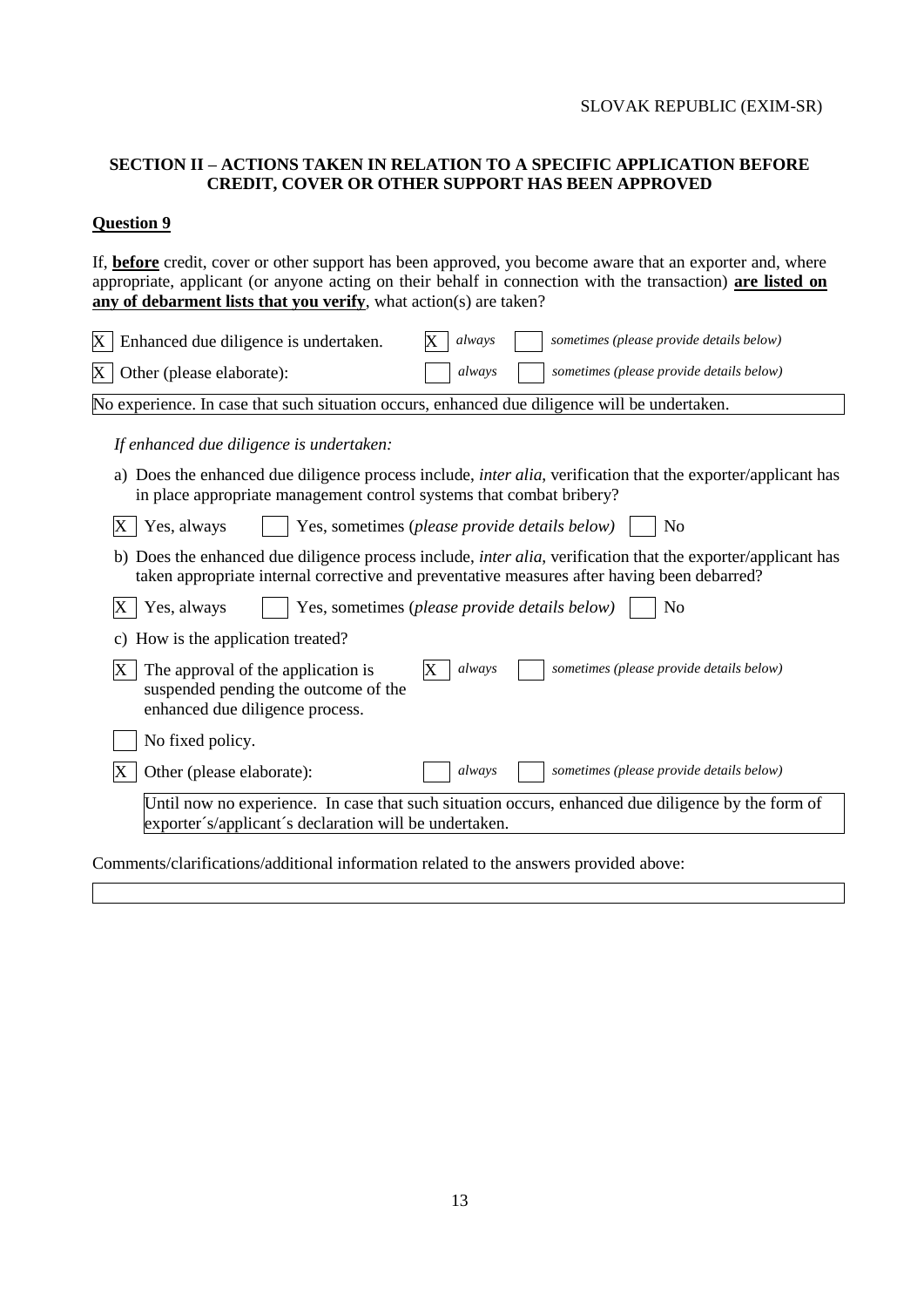## SECTION II – ACTIONS TAKEN IN RELATION TO A SPECIFIC APPLICATION BEFORE CREDIT, COVER OR OTHER SUPPORT HAS BEEN APPROVED

### Question 9

If, **before** credit, cover or other support has been approved, you become aware that an exporter and, where appropriate, applicant (or anyone acting on their behalf in connection with the transaction) **are listed on any of debarment lists that you verify**, what action(s) are taken?

- [X] Enhanced due diligence is undertaken. — [X] *always* [ ] *sometimes (please provide details below)*
- [X] Other (please elaborate): — [ ] *always* [ ] *sometimes (please provide details below)*

No experience. In case that such situation occurs, enhanced due diligence will be undertaken.

*If enhanced due diligence is undertaken:*

a) Does the enhanced due diligence process include, *inter alia*, verification that the exporter/applicant has in place appropriate management control systems that combat bribery?

- [X] Yes, always
- [ ] Yes, sometimes (*please provide details below)*
- [ ] No

b) Does the enhanced due diligence process include, *inter alia*, verification that the exporter/applicant has taken appropriate internal corrective and preventative measures after having been debarred?

- [X] Yes, always
- [ ] Yes, sometimes (*please provide details below)*
- [ ] No

c) How is the application treated?

- [X] The approval of the application is suspended pending the outcome of the enhanced due diligence process. — [X] *always* [ ] *sometimes (please provide details below)*
- [ ] No fixed policy.
- [X] Other (please elaborate): — [ ] *always* [ ] *sometimes (please provide details below)*

Until now no experience. In case that such situation occurs, enhanced due diligence by the form of exporter´s/applicant´s declaration will be undertaken.

Comments/clarifications/additional information related to the answers provided above: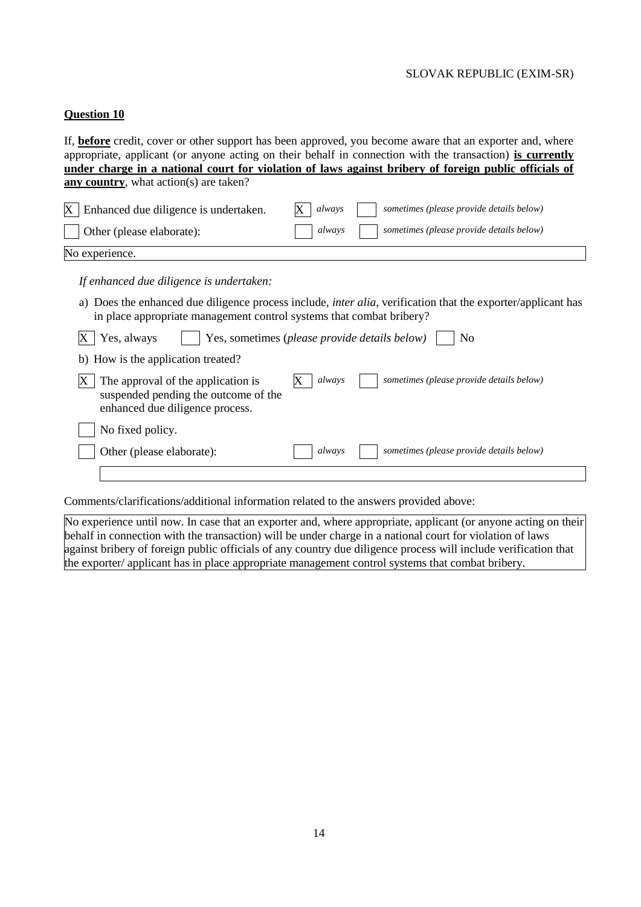SLOVAK REPUBLIC (EXIM-SR)

**Question 10**

If, **before** credit, cover or other support has been approved, you become aware that an exporter and, where appropriate, applicant (or anyone acting on their behalf in connection with the transaction) **is currently under charge in a national court for violation of laws against bribery of foreign public officials of any country**, what action(s) are taken?

| | | |
|---|---|---|
| [X] Enhanced due diligence is undertaken. | [X] *always* | [ ] *sometimes (please provide details below)* |
| [ ] Other (please elaborate): | [ ] *always* | [ ] *sometimes (please provide details below)* |

No experience.

*If enhanced due diligence is undertaken:*

a) Does the enhanced due diligence process include, *inter alia*, verification that the exporter/applicant has in place appropriate management control systems that combat bribery?

[X] Yes, always [ ] Yes, sometimes (*please provide details below)* [ ] No

b) How is the application treated?

| | | |
|---|---|---|
| [X] The approval of the application is suspended pending the outcome of the enhanced due diligence process. | [X] *always* | [ ] *sometimes (please provide details below)* |
| [ ] No fixed policy. | | |
| [ ] Other (please elaborate): | [ ] *always* | [ ] *sometimes (please provide details below)* |

Comments/clarifications/additional information related to the answers provided above:

No experience until now. In case that an exporter and, where appropriate, applicant (or anyone acting on their behalf in connection with the transaction) will be under charge in a national court for violation of laws against bribery of foreign public officials of any country due diligence process will include verification that the exporter/ applicant has in place appropriate management control systems that combat bribery.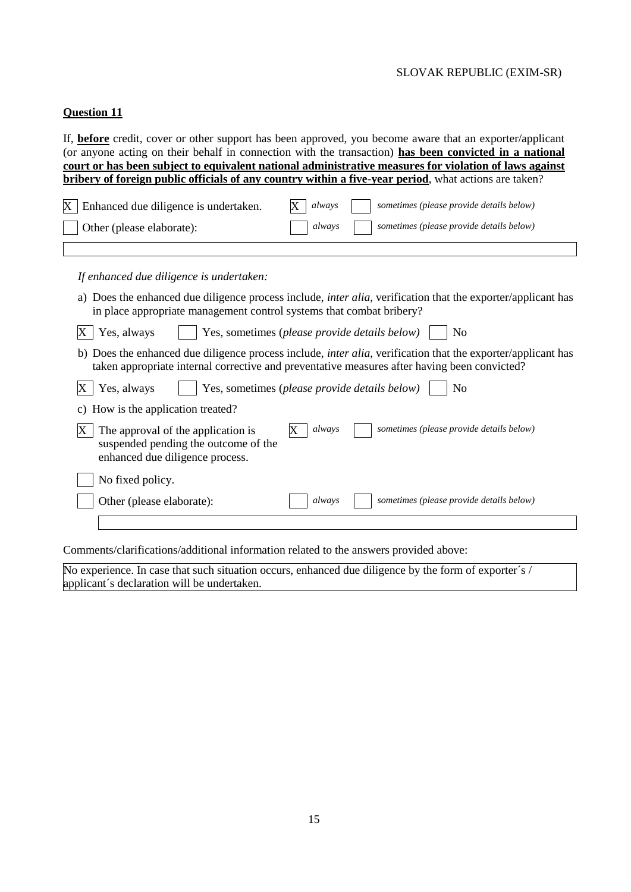## Question 11

If, **before** credit, cover or other support has been approved, you become aware that an exporter/applicant (or anyone acting on their behalf in connection with the transaction) **has been convicted in a national court or has been subject to equivalent national administrative measures for violation of laws against bribery of foreign public officials of any country within a five-year period**, what actions are taken?

[X] Enhanced due diligence is undertaken. [X] *always* [ ] *sometimes (please provide details below)*

[ ] Other (please elaborate): [ ] *always* [ ] *sometimes (please provide details below)*

*If enhanced due diligence is undertaken:*

a) Does the enhanced due diligence process include, *inter alia*, verification that the exporter/applicant has in place appropriate management control systems that combat bribery?

[X] Yes, always [ ] Yes, sometimes (*please provide details below)* [ ] No

b) Does the enhanced due diligence process include, *inter alia*, verification that the exporter/applicant has taken appropriate internal corrective and preventative measures after having been convicted?

[X] Yes, always [ ] Yes, sometimes (*please provide details below)* [ ] No

c) How is the application treated?

[X] The approval of the application is suspended pending the outcome of the enhanced due diligence process. [X] *always* [ ] *sometimes (please provide details below)*

[ ] No fixed policy.

[ ] Other (please elaborate): [ ] *always* [ ] *sometimes (please provide details below)*

Comments/clarifications/additional information related to the answers provided above:

No experience. In case that such situation occurs, enhanced due diligence by the form of exporter´s / applicant´s declaration will be undertaken.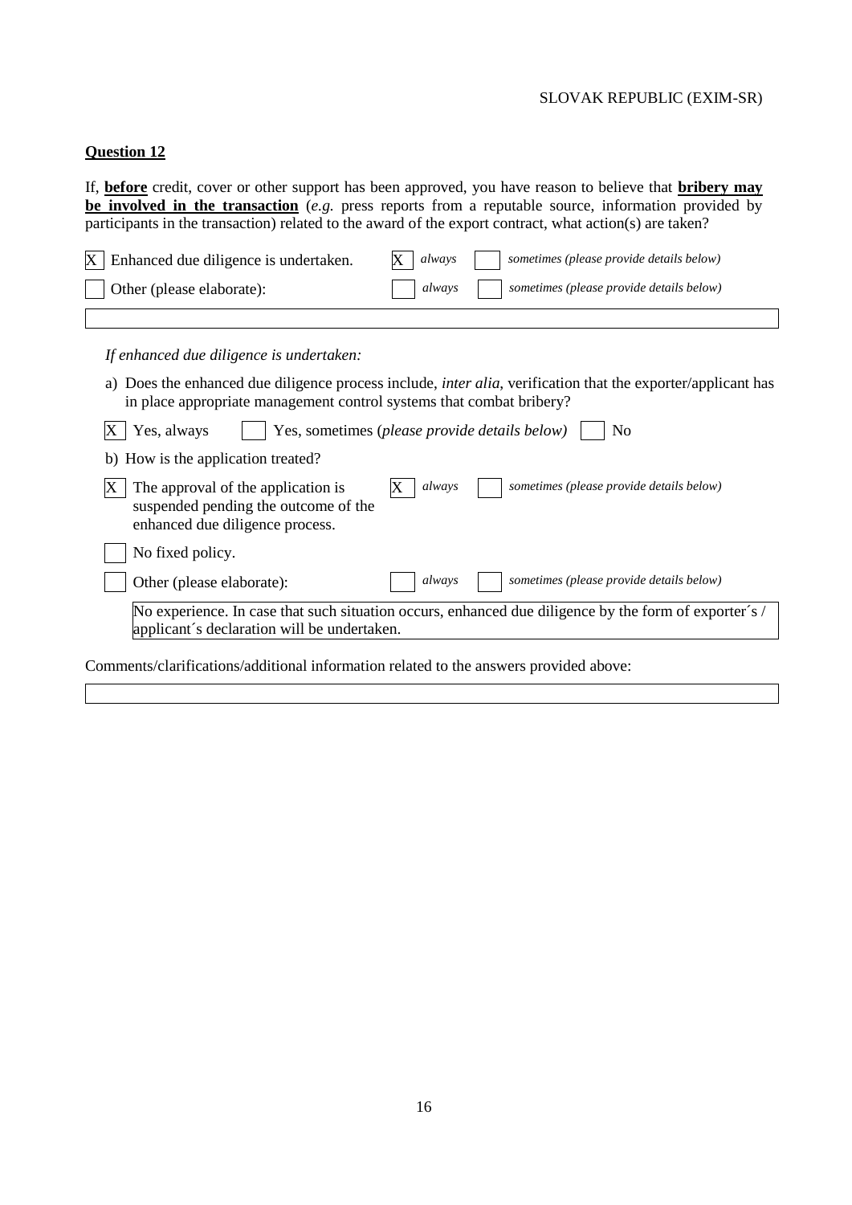SLOVAK REPUBLIC (EXIM-SR)

**Question 12**

If, **before** credit, cover or other support has been approved, you have reason to believe that **bribery may be involved in the transaction** (*e.g.* press reports from a reputable source, information provided by participants in the transaction) related to the award of the export contract, what action(s) are taken?

[X] Enhanced due diligence is undertaken. [X] *always* [ ] *sometimes (please provide details below)*

[ ] Other (please elaborate): [ ] *always* [ ] *sometimes (please provide details below)*

*If enhanced due diligence is undertaken:*

a) Does the enhanced due diligence process include, *inter alia*, verification that the exporter/applicant has in place appropriate management control systems that combat bribery?

[X] Yes, always [ ] Yes, sometimes (*please provide details below)* [ ] No

b) How is the application treated?

[X] The approval of the application is suspended pending the outcome of the enhanced due diligence process. [X] *always* [ ] *sometimes (please provide details below)*

[ ] No fixed policy.

[ ] Other (please elaborate): [ ] *always* [ ] *sometimes (please provide details below)*

No experience. In case that such situation occurs, enhanced due diligence by the form of exporter´s / applicant´s declaration will be undertaken.

Comments/clarifications/additional information related to the answers provided above: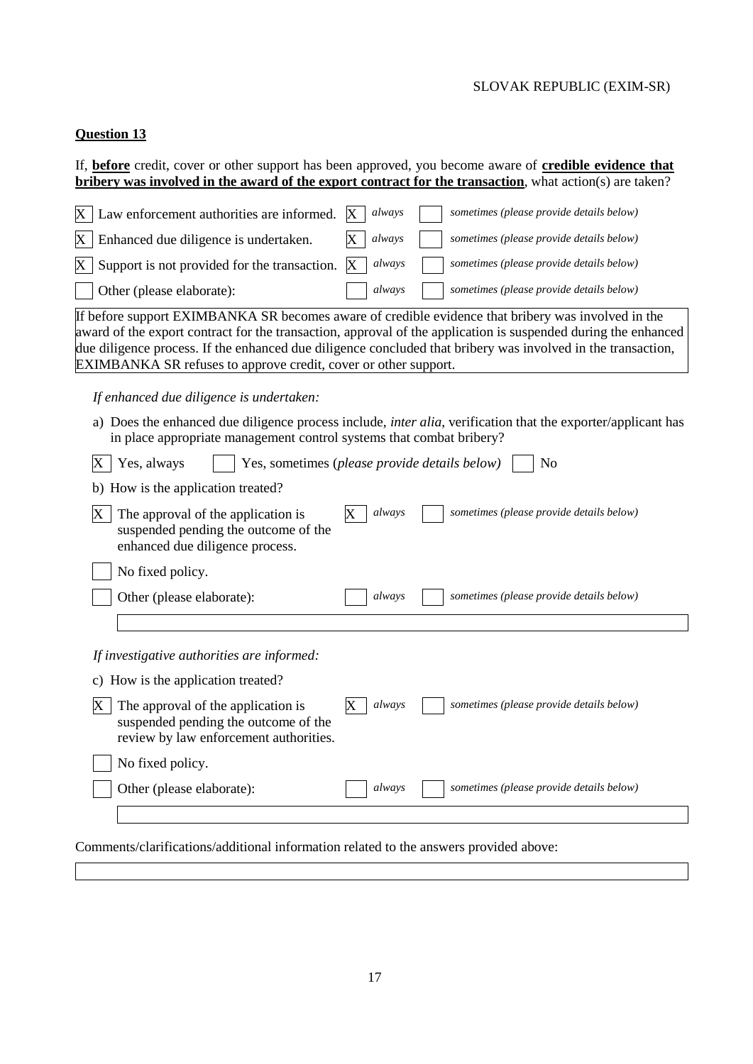**Question 13**

If, **before** credit, cover or other support has been approved, you become aware of **credible evidence that bribery was involved in the award of the export contract for the transaction**, what action(s) are taken?

| | Action | | | | |
|---|---|---|---|---|---|
| X | Law enforcement authorities are informed. | X | *always* | | *sometimes (please provide details below)* |
| X | Enhanced due diligence is undertaken. | X | *always* | | *sometimes (please provide details below)* |
| X | Support is not provided for the transaction. | X | *always* | | *sometimes (please provide details below)* |
| | Other (please elaborate): | | *always* | | *sometimes (please provide details below)* |

If before support EXIMBANKA SR becomes aware of credible evidence that bribery was involved in the award of the export contract for the transaction, approval of the application is suspended during the enhanced due diligence process. If the enhanced due diligence concluded that bribery was involved in the transaction, EXIMBANKA SR refuses to approve credit, cover or other support.

*If enhanced due diligence is undertaken:*

a) Does the enhanced due diligence process include, *inter alia*, verification that the exporter/applicant has in place appropriate management control systems that combat bribery?

[X] Yes, always [ ] Yes, sometimes (*please provide details below)* [ ] No

b) How is the application treated?

| | | | | | |
|---|---|---|---|---|---|
| X | The approval of the application is suspended pending the outcome of the enhanced due diligence process. | X | *always* | | *sometimes (please provide details below)* |
| | No fixed policy. | | | | |
| | Other (please elaborate): | | *always* | | *sometimes (please provide details below)* |

*If investigative authorities are informed:*

c) How is the application treated?

| | | | | | |
|---|---|---|---|---|---|
| X | The approval of the application is suspended pending the outcome of the review by law enforcement authorities. | X | *always* | | *sometimes (please provide details below)* |
| | No fixed policy. | | | | |
| | Other (please elaborate): | | *always* | | *sometimes (please provide details below)* |

Comments/clarifications/additional information related to the answers provided above: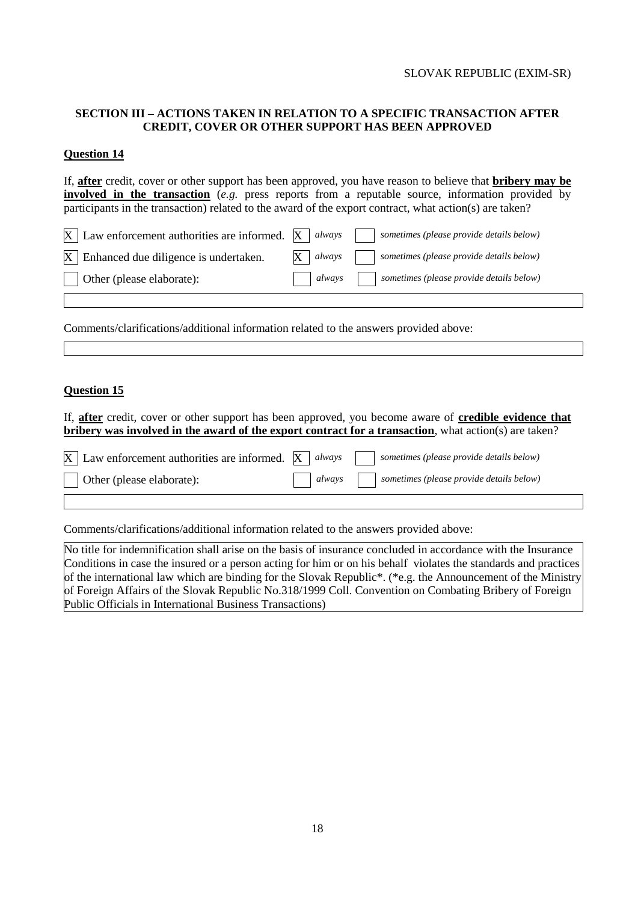## SECTION III – ACTIONS TAKEN IN RELATION TO A SPECIFIC TRANSACTION AFTER CREDIT, COVER OR OTHER SUPPORT HAS BEEN APPROVED

### Question 14

If, **after** credit, cover or other support has been approved, you have reason to believe that **bribery may be involved in the transaction** (*e.g.* press reports from a reputable source, information provided by participants in the transaction) related to the award of the export contract, what action(s) are taken?

| | | | |
|---|---|---|---|
| [X] Law enforcement authorities are informed. | [X] *always* | [ ] *sometimes (please provide details below)* |
| [X] Enhanced due diligence is undertaken. | [X] *always* | [ ] *sometimes (please provide details below)* |
| [ ] Other (please elaborate): | [ ] *always* | [ ] *sometimes (please provide details below)* |

Comments/clarifications/additional information related to the answers provided above:

### Question 15

If, **after** credit, cover or other support has been approved, you become aware of **credible evidence that bribery was involved in the award of the export contract for a transaction**, what action(s) are taken?

| | | |
|---|---|---|
| [X] Law enforcement authorities are informed. | [X] *always* | [ ] *sometimes (please provide details below)* |
| [ ] Other (please elaborate): | [ ] *always* | [ ] *sometimes (please provide details below)* |

Comments/clarifications/additional information related to the answers provided above:

No title for indemnification shall arise on the basis of insurance concluded in accordance with the Insurance Conditions in case the insured or a person acting for him or on his behalf violates the standards and practices of the international law which are binding for the Slovak Republic*. (*e.g. the Announcement of the Ministry of Foreign Affairs of the Slovak Republic No.318/1999 Coll. Convention on Combating Bribery of Foreign Public Officials in International Business Transactions)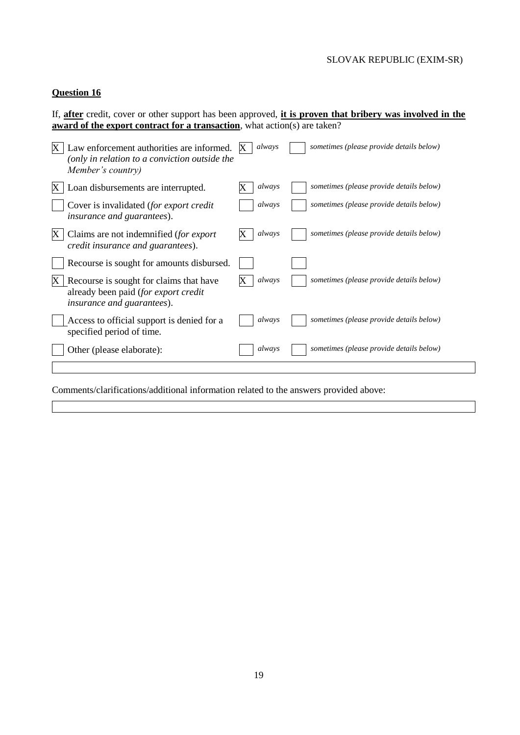SLOVAK REPUBLIC (EXIM-SR)

**Question 16**

If, **after** credit, cover or other support has been approved, **it is proven that bribery was involved in the award of the export contract for a transaction**, what action(s) are taken?

| | Action | | | | |
|---|---|---|---|---|---|
| X | Law enforcement authorities are informed. *(only in relation to a conviction outside the Member's country)* | X | *always* | | *sometimes (please provide details below)* |
| X | Loan disbursements are interrupted. | X | *always* | | *sometimes (please provide details below)* |
| | Cover is invalidated (*for export credit insurance and guarantees*). | | *always* | | *sometimes (please provide details below)* |
| X | Claims are not indemnified (*for export credit insurance and guarantees*). | X | *always* | | *sometimes (please provide details below)* |
| | Recourse is sought for amounts disbursed. | | | | |
| X | Recourse is sought for claims that have already been paid (*for export credit insurance and guarantees*). | X | *always* | | *sometimes (please provide details below)* |
| | Access to official support is denied for a specified period of time. | | *always* | | *sometimes (please provide details below)* |
| | Other (please elaborate): | | *always* | | *sometimes (please provide details below)* |

Comments/clarifications/additional information related to the answers provided above: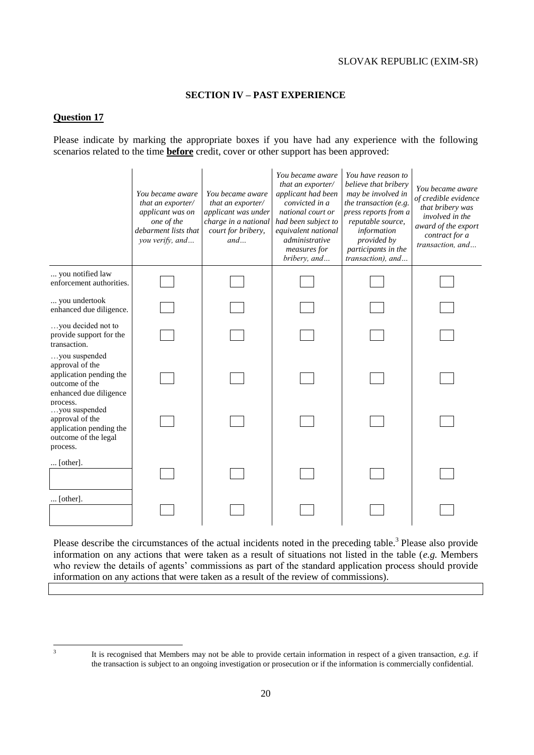## SECTION IV – PAST EXPERIENCE

### Question 17

Please indicate by marking the appropriate boxes if you have had any experience with the following scenarios related to the time **before** credit, cover or other support has been approved:

| | *You became aware that an exporter/ applicant was on one of the debarment lists that you verify, and…* | *You became aware that an exporter/ applicant was under charge in a national court for bribery, and…* | *You became aware that an exporter/ applicant had been convicted in a national court or had been subject to equivalent national administrative measures for bribery, and…* | *You have reason to believe that bribery may be involved in the transaction (e.g. press reports from a reputable source, information provided by participants in the transaction), and…* | *You became aware of credible evidence that bribery was involved in the award of the export contract for a transaction, and…* |
|---|---|---|---|---|---|
| ... you notified law enforcement authorities. | ☐ | ☐ | ☐ | ☐ | ☐ |
| ... you undertook enhanced due diligence. | ☐ | ☐ | ☐ | ☐ | ☐ |
| …you decided not to provide support for the transaction. | ☐ | ☐ | ☐ | ☐ | ☐ |
| …you suspended approval of the application pending the outcome of the enhanced due diligence process. | ☐ | ☐ | ☐ | ☐ | ☐ |
| …you suspended approval of the application pending the outcome of the legal process. | ☐ | ☐ | ☐ | ☐ | ☐ |
| ... [other]. | ☐ | ☐ | ☐ | ☐ | ☐ |
| ... [other]. | ☐ | ☐ | ☐ | ☐ | ☐ |

Please describe the circumstances of the actual incidents noted in the preceding table.[3] Please also provide information on any actions that were taken as a result of situations not listed in the table (*e.g.* Members who review the details of agents' commissions as part of the standard application process should provide information on any actions that were taken as a result of the review of commissions).

[3] It is recognised that Members may not be able to provide certain information in respect of a given transaction, *e.g.* if the transaction is subject to an ongoing investigation or prosecution or if the information is commercially confidential.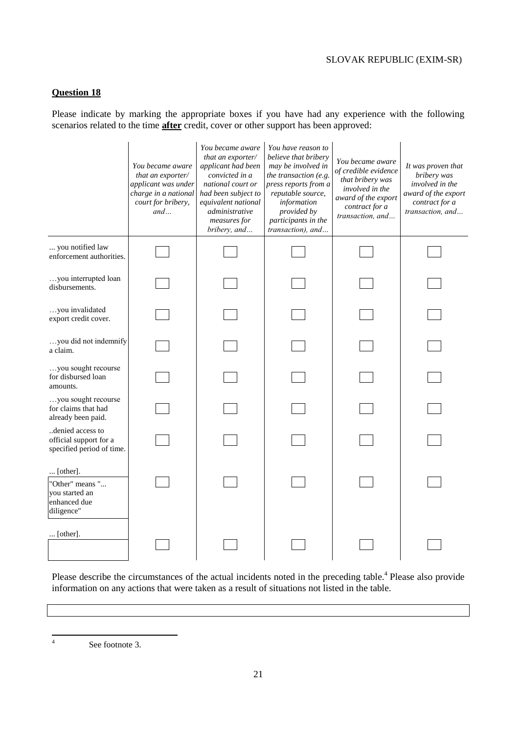## Question 18

Please indicate by marking the appropriate boxes if you have had any experience with the following scenarios related to the time **after** credit, cover or other support has been approved:

| | *You became aware that an exporter/ applicant was under charge in a national court for bribery, and…* | *You became aware that an exporter/ applicant had been convicted in a national court or had been subject to equivalent national administrative measures for bribery, and…* | *You have reason to believe that bribery may be involved in the transaction (e.g. press reports from a reputable source, information provided by participants in the transaction), and…* | *You became aware of credible evidence that bribery was involved in the award of the export contract for a transaction, and…* | *It was proven that bribery was involved in the award of the export contract for a transaction, and…* |
|---|---|---|---|---|---|
| ... you notified law enforcement authorities. | ☐ | ☐ | ☐ | ☐ | ☐ |
| …you interrupted loan disbursements. | ☐ | ☐ | ☐ | ☐ | ☐ |
| …you invalidated export credit cover. | ☐ | ☐ | ☐ | ☐ | ☐ |
| …you did not indemnify a claim. | ☐ | ☐ | ☐ | ☐ | ☐ |
| …you sought recourse for disbursed loan amounts. | ☐ | ☐ | ☐ | ☐ | ☐ |
| …you sought recourse for claims that had already been paid. | ☐ | ☐ | ☐ | ☐ | ☐ |
| ..denied access to official support for a specified period of time. | ☐ | ☐ | ☐ | ☐ | ☐ |
| ... [other]. "Other" means "... you started an enhanced due diligence" | ☐ | ☐ | ☐ | ☐ | ☐ |
| ... [other]. | ☐ | ☐ | ☐ | ☐ | ☐ |

Please describe the circumstances of the actual incidents noted in the preceding table.[4] Please also provide information on any actions that were taken as a result of situations not listed in the table.

---

[4] See footnote 3.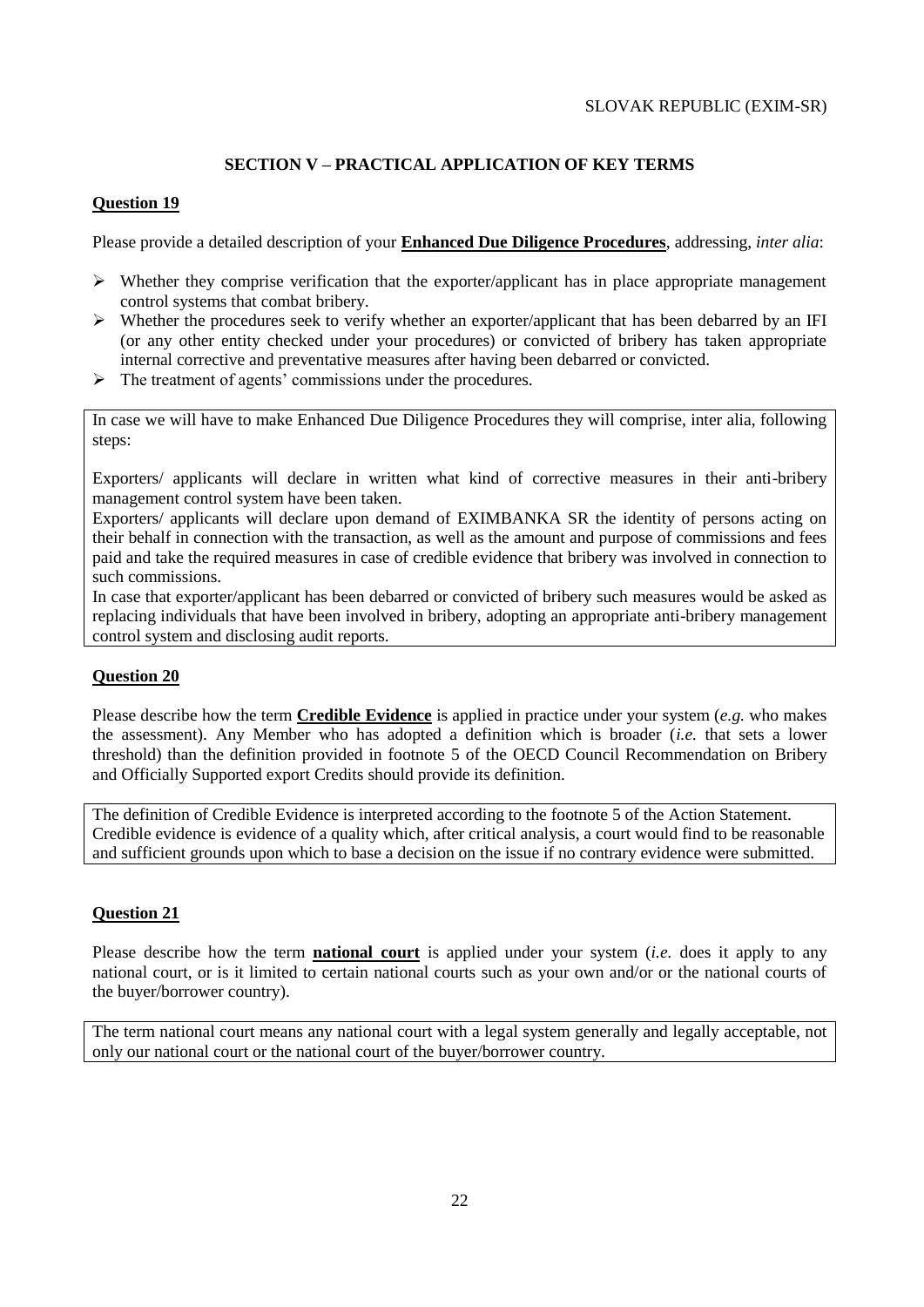## SECTION V – PRACTICAL APPLICATION OF KEY TERMS

### Question 19

Please provide a detailed description of your **Enhanced Due Diligence Procedures**, addressing, *inter alia*:

- Whether they comprise verification that the exporter/applicant has in place appropriate management control systems that combat bribery.
- Whether the procedures seek to verify whether an exporter/applicant that has been debarred by an IFI (or any other entity checked under your procedures) or convicted of bribery has taken appropriate internal corrective and preventative measures after having been debarred or convicted.
- The treatment of agents' commissions under the procedures.

In case we will have to make Enhanced Due Diligence Procedures they will comprise, inter alia, following steps:

Exporters/ applicants will declare in written what kind of corrective measures in their anti-bribery management control system have been taken.

Exporters/ applicants will declare upon demand of EXIMBANKA SR the identity of persons acting on their behalf in connection with the transaction, as well as the amount and purpose of commissions and fees paid and take the required measures in case of credible evidence that bribery was involved in connection to such commissions.

In case that exporter/applicant has been debarred or convicted of bribery such measures would be asked as replacing individuals that have been involved in bribery, adopting an appropriate anti-bribery management control system and disclosing audit reports.

### Question 20

Please describe how the term **Credible Evidence** is applied in practice under your system (*e.g.* who makes the assessment). Any Member who has adopted a definition which is broader (*i.e.* that sets a lower threshold) than the definition provided in footnote 5 of the OECD Council Recommendation on Bribery and Officially Supported export Credits should provide its definition.

The definition of Credible Evidence is interpreted according to the footnote 5 of the Action Statement. Credible evidence is evidence of a quality which, after critical analysis, a court would find to be reasonable and sufficient grounds upon which to base a decision on the issue if no contrary evidence were submitted.

### Question 21

Please describe how the term **national court** is applied under your system (*i.e.* does it apply to any national court, or is it limited to certain national courts such as your own and/or or the national courts of the buyer/borrower country).

The term national court means any national court with a legal system generally and legally acceptable, not only our national court or the national court of the buyer/borrower country.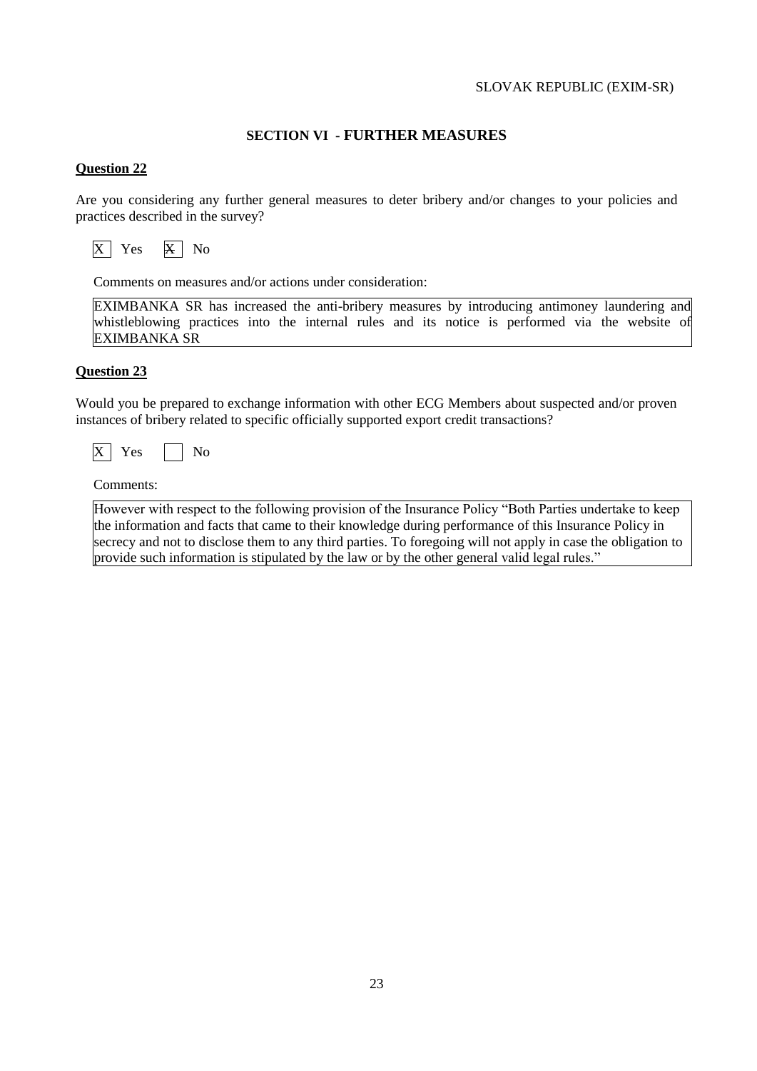## SECTION VI - FURTHER MEASURES

**Question 22**

Are you considering any further general measures to deter bribery and/or changes to your policies and practices described in the survey?

[X] Yes [~~X~~] No

Comments on measures and/or actions under consideration:

| EXIMBANKA SR has increased the anti-bribery measures by introducing antimoney laundering and whistleblowing practices into the internal rules and its notice is performed via the website of EXIMBANKA SR |
|---|

**Question 23**

Would you be prepared to exchange information with other ECG Members about suspected and/or proven instances of bribery related to specific officially supported export credit transactions?

[X] Yes [ ] No

Comments:

| However with respect to the following provision of the Insurance Policy "Both Parties undertake to keep the information and facts that came to their knowledge during performance of this Insurance Policy in secrecy and not to disclose them to any third parties. To foregoing will not apply in case the obligation to provide such information is stipulated by the law or by the other general valid legal rules." |
|---|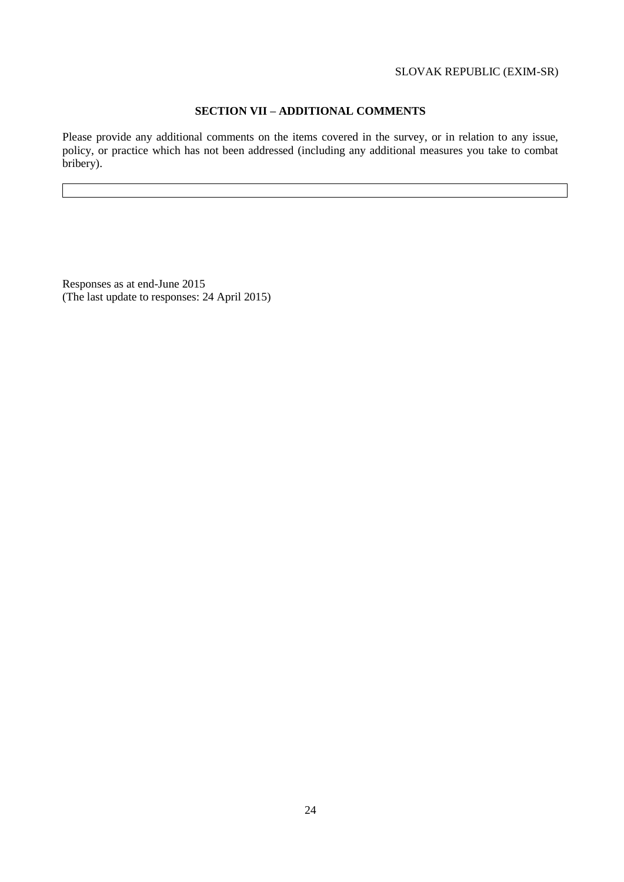## SECTION VII – ADDITIONAL COMMENTS

Please provide any additional comments on the items covered in the survey, or in relation to any issue, policy, or practice which has not been addressed (including any additional measures you take to combat bribery).

| |
|---|
| |

Responses as at end-June 2015
(The last update to responses: 24 April 2015)